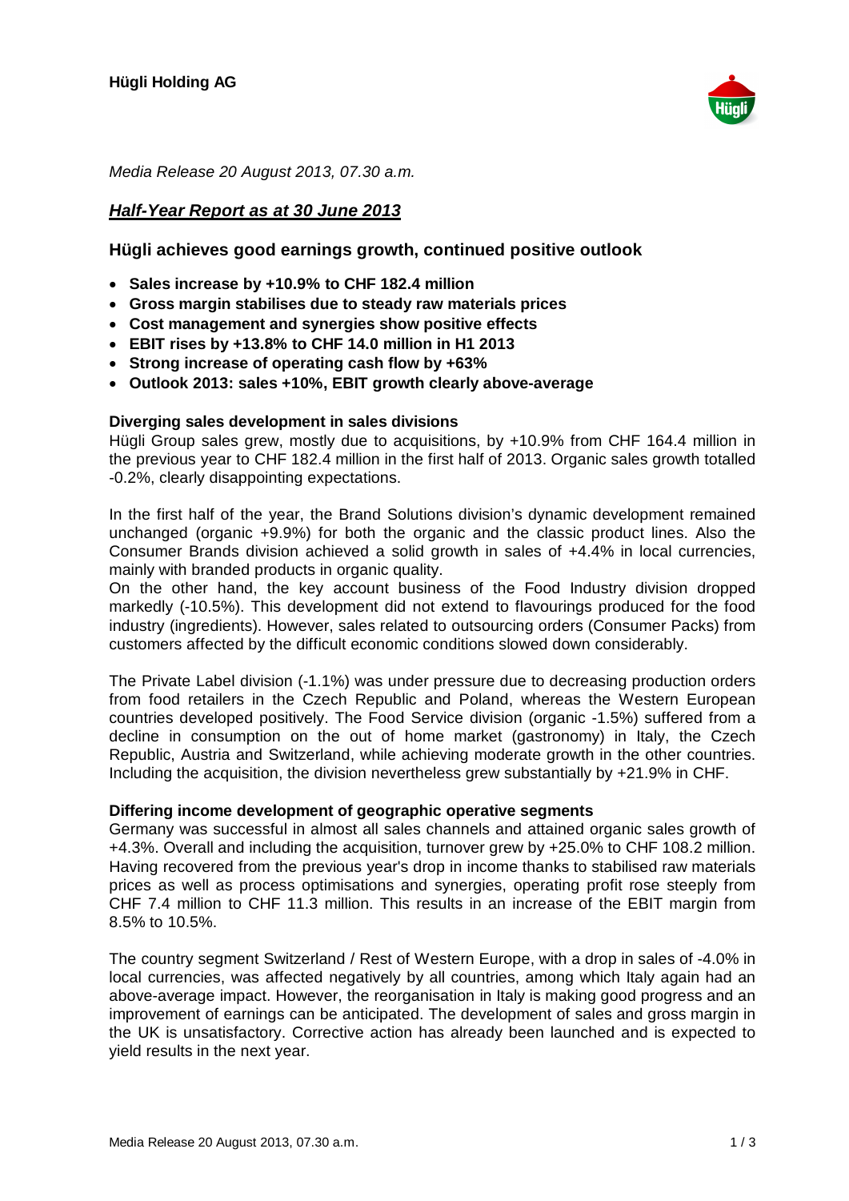**Hügli Holding AG**

*Media Release 20 August 2013, 07.30 a.m.*

# ***Half-Year Report as at 30 June 2013***

## Hügli achieves good earnings growth, continued positive outlook

- **Sales increase by +10.9% to CHF 182.4 million**
- **Gross margin stabilises due to steady raw materials prices**
- **Cost management and synergies show positive effects**
- **EBIT rises by +13.8% to CHF 14.0 million in H1 2013**
- **Strong increase of operating cash flow by +63%**
- **Outlook 2013: sales +10%, EBIT growth clearly above-average**

### Diverging sales development in sales divisions

Hügli Group sales grew, mostly due to acquisitions, by +10.9% from CHF 164.4 million in the previous year to CHF 182.4 million in the first half of 2013. Organic sales growth totalled -0.2%, clearly disappointing expectations.

In the first half of the year, the Brand Solutions division's dynamic development remained unchanged (organic +9.9%) for both the organic and the classic product lines. Also the Consumer Brands division achieved a solid growth in sales of +4.4% in local currencies, mainly with branded products in organic quality.

On the other hand, the key account business of the Food Industry division dropped markedly (-10.5%). This development did not extend to flavourings produced for the food industry (ingredients). However, sales related to outsourcing orders (Consumer Packs) from customers affected by the difficult economic conditions slowed down considerably.

The Private Label division (-1.1%) was under pressure due to decreasing production orders from food retailers in the Czech Republic and Poland, whereas the Western European countries developed positively. The Food Service division (organic -1.5%) suffered from a decline in consumption on the out of home market (gastronomy) in Italy, the Czech Republic, Austria and Switzerland, while achieving moderate growth in the other countries. Including the acquisition, the division nevertheless grew substantially by +21.9% in CHF.

### Differing income development of geographic operative segments

Germany was successful in almost all sales channels and attained organic sales growth of +4.3%. Overall and including the acquisition, turnover grew by +25.0% to CHF 108.2 million. Having recovered from the previous year's drop in income thanks to stabilised raw materials prices as well as process optimisations and synergies, operating profit rose steeply from CHF 7.4 million to CHF 11.3 million. This results in an increase of the EBIT margin from 8.5% to 10.5%.

The country segment Switzerland / Rest of Western Europe, with a drop in sales of -4.0% in local currencies, was affected negatively by all countries, among which Italy again had an above-average impact. However, the reorganisation in Italy is making good progress and an improvement of earnings can be anticipated. The development of sales and gross margin in the UK is unsatisfactory. Corrective action has already been launched and is expected to yield results in the next year.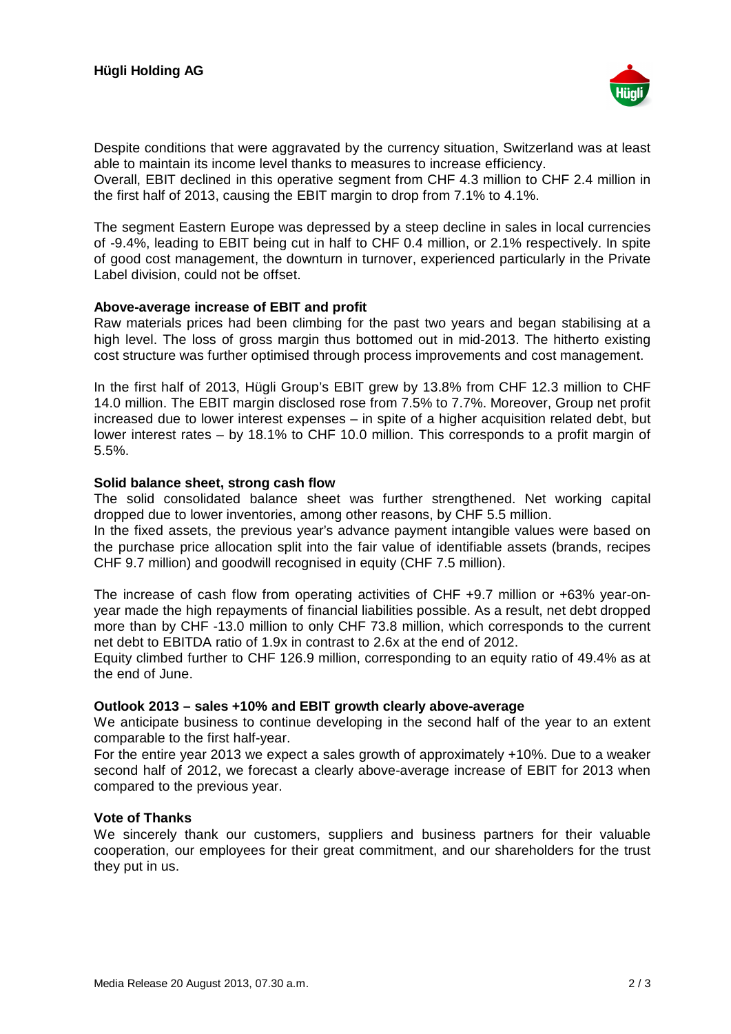Despite conditions that were aggravated by the currency situation, Switzerland was at least able to maintain its income level thanks to measures to increase efficiency.
Overall, EBIT declined in this operative segment from CHF 4.3 million to CHF 2.4 million in the first half of 2013, causing the EBIT margin to drop from 7.1% to 4.1%.

The segment Eastern Europe was depressed by a steep decline in sales in local currencies of -9.4%, leading to EBIT being cut in half to CHF 0.4 million, or 2.1% respectively. In spite of good cost management, the downturn in turnover, experienced particularly in the Private Label division, could not be offset.

**Above-average increase of EBIT and profit**

Raw materials prices had been climbing for the past two years and began stabilising at a high level. The loss of gross margin thus bottomed out in mid-2013. The hitherto existing cost structure was further optimised through process improvements and cost management.

In the first half of 2013, Hügli Group's EBIT grew by 13.8% from CHF 12.3 million to CHF 14.0 million. The EBIT margin disclosed rose from 7.5% to 7.7%. Moreover, Group net profit increased due to lower interest expenses – in spite of a higher acquisition related debt, but lower interest rates – by 18.1% to CHF 10.0 million. This corresponds to a profit margin of 5.5%.

**Solid balance sheet, strong cash flow**

The solid consolidated balance sheet was further strengthened. Net working capital dropped due to lower inventories, among other reasons, by CHF 5.5 million.
In the fixed assets, the previous year's advance payment intangible values were based on the purchase price allocation split into the fair value of identifiable assets (brands, recipes CHF 9.7 million) and goodwill recognised in equity (CHF 7.5 million).

The increase of cash flow from operating activities of CHF +9.7 million or +63% year-on-year made the high repayments of financial liabilities possible. As a result, net debt dropped more than by CHF -13.0 million to only CHF 73.8 million, which corresponds to the current net debt to EBITDA ratio of 1.9x in contrast to 2.6x at the end of 2012.
Equity climbed further to CHF 126.9 million, corresponding to an equity ratio of 49.4% as at the end of June.

**Outlook 2013 – sales +10% and EBIT growth clearly above-average**

We anticipate business to continue developing in the second half of the year to an extent comparable to the first half-year.
For the entire year 2013 we expect a sales growth of approximately +10%. Due to a weaker second half of 2012, we forecast a clearly above-average increase of EBIT for 2013 when compared to the previous year.

**Vote of Thanks**

We sincerely thank our customers, suppliers and business partners for their valuable cooperation, our employees for their great commitment, and our shareholders for the trust they put in us.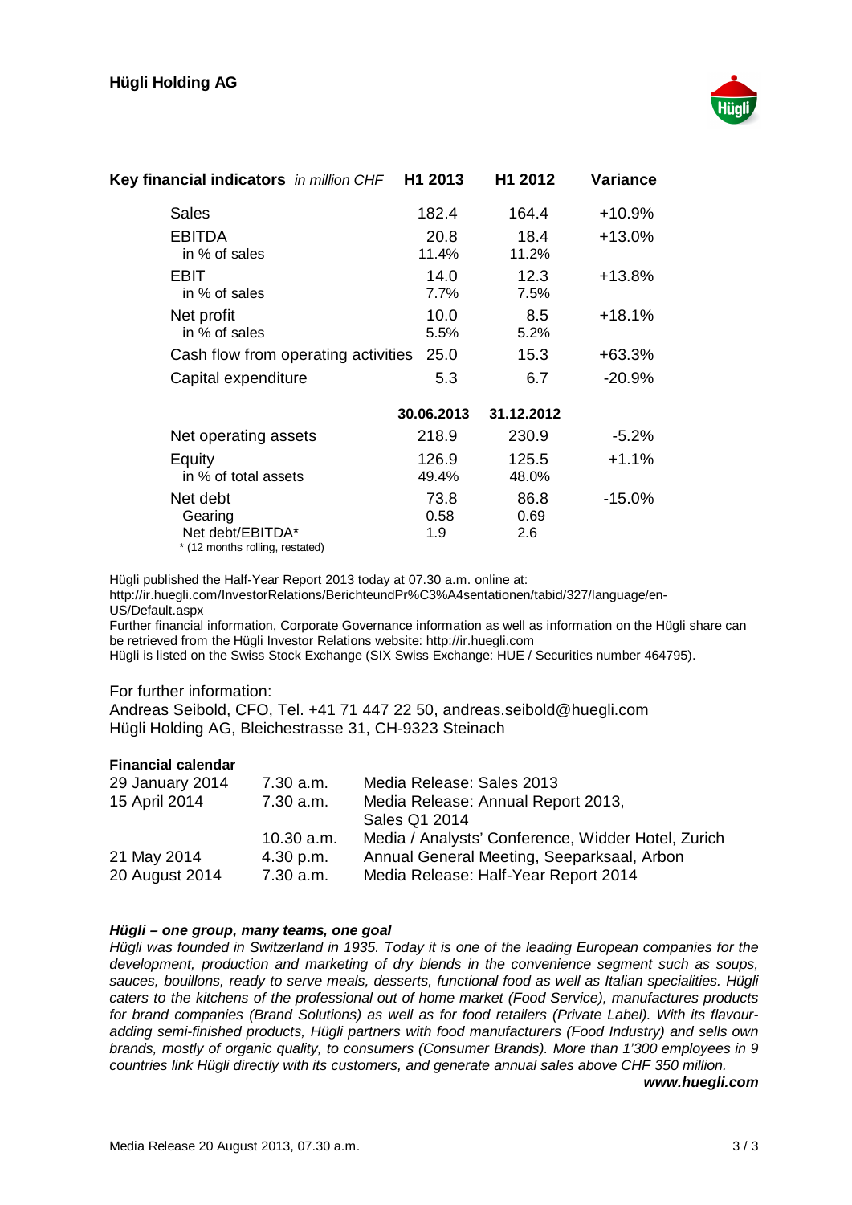**Hügli Holding AG**

| Key financial indicators *in million CHF* | H1 2013 | H1 2012 | Variance |
|---|---|---|---|
| Sales | 182.4 | 164.4 | +10.9% |
| EBITDA | 20.8 | 18.4 | +13.0% |
| in % of sales | 11.4% | 11.2% | |
| EBIT | 14.0 | 12.3 | +13.8% |
| in % of sales | 7.7% | 7.5% | |
| Net profit | 10.0 | 8.5 | +18.1% |
| in % of sales | 5.5% | 5.2% | |
| Cash flow from operating activities | 25.0 | 15.3 | +63.3% |
| Capital expenditure | 5.3 | 6.7 | -20.9% |
| | **30.06.2013** | **31.12.2012** | |
| Net operating assets | 218.9 | 230.9 | -5.2% |
| Equity | 126.9 | 125.5 | +1.1% |
| in % of total assets | 49.4% | 48.0% | |
| Net debt | 73.8 | 86.8 | -15.0% |
| Gearing | 0.58 | 0.69 | |
| Net debt/EBITDA* | 1.9 | 2.6 | |

\* (12 months rolling, restated)

Hügli published the Half-Year Report 2013 today at 07.30 a.m. online at:
http://ir.huegli.com/InvestorRelations/BerichteundPr%C3%A4sentationen/tabid/327/language/en-US/Default.aspx
Further financial information, Corporate Governance information as well as information on the Hügli share can be retrieved from the Hügli Investor Relations website: http://ir.huegli.com
Hügli is listed on the Swiss Stock Exchange (SIX Swiss Exchange: HUE / Securities number 464795).

For further information:
Andreas Seibold, CFO, Tel. +41 71 447 22 50, andreas.seibold@huegli.com
Hügli Holding AG, Bleichestrasse 31, CH-9323 Steinach

**Financial calendar**

| | | |
|---|---|---|
| 29 January 2014 | 7.30 a.m. | Media Release: Sales 2013 |
| 15 April 2014 | 7.30 a.m. | Media Release: Annual Report 2013, Sales Q1 2014 |
| | 10.30 a.m. | Media / Analysts' Conference, Widder Hotel, Zurich |
| 21 May 2014 | 4.30 p.m. | Annual General Meeting, Seeparksaal, Arbon |
| 20 August 2014 | 7.30 a.m. | Media Release: Half-Year Report 2014 |

***Hügli – one group, many teams, one goal***

*Hügli was founded in Switzerland in 1935. Today it is one of the leading European companies for the development, production and marketing of dry blends in the convenience segment such as soups, sauces, bouillons, ready to serve meals, desserts, functional food as well as Italian specialities. Hügli caters to the kitchens of the professional out of home market (Food Service), manufactures products for brand companies (Brand Solutions) as well as for food retailers (Private Label). With its flavour-adding semi-finished products, Hügli partners with food manufacturers (Food Industry) and sells own brands, mostly of organic quality, to consumers (Consumer Brands). More than 1'300 employees in 9 countries link Hügli directly with its customers, and generate annual sales above CHF 350 million.*

***www.huegli.com***

Media Release 20 August 2013, 07.30 a.m.